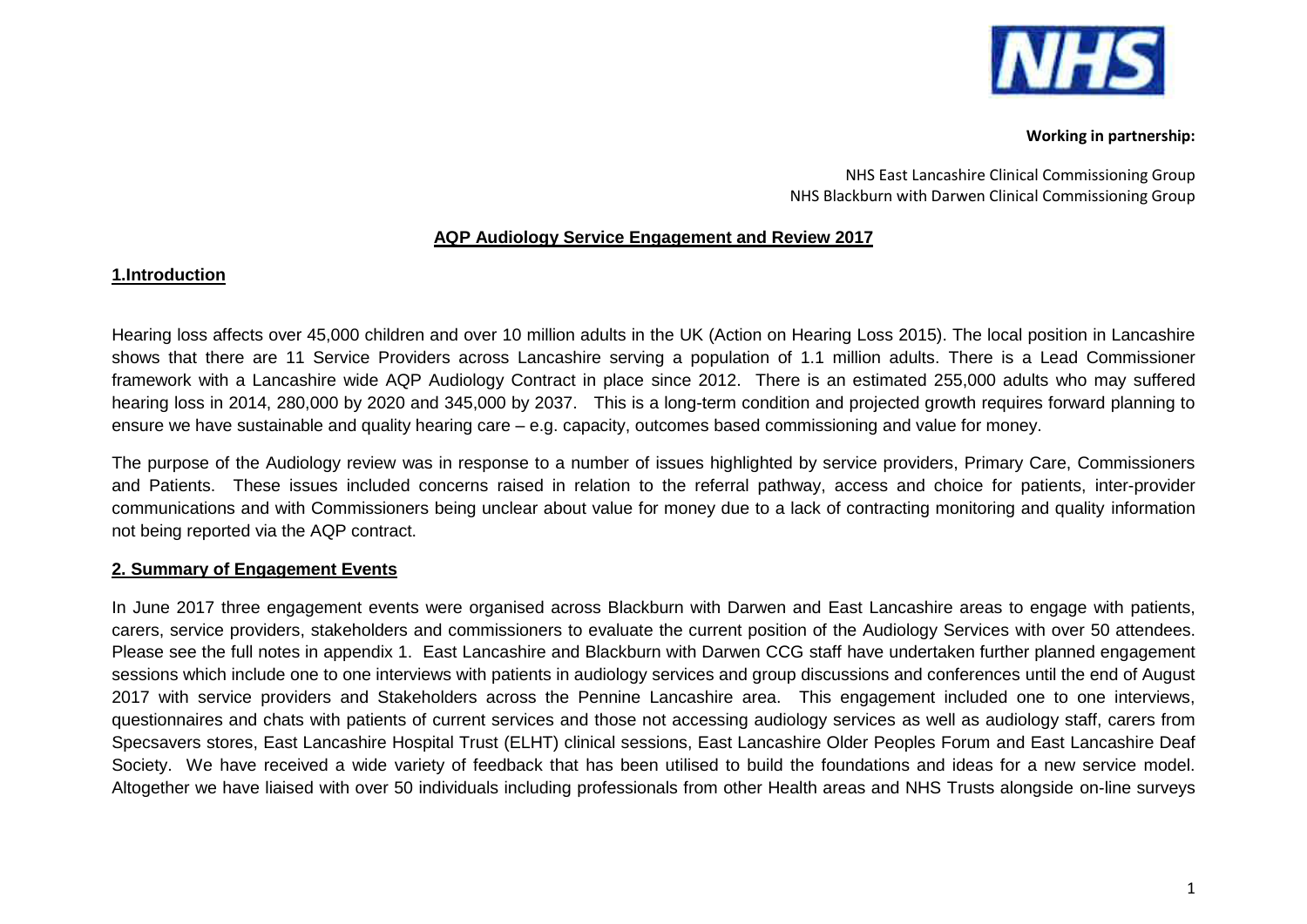**Working in partnership:**

NHS East Lancashire Clinical Commissioning Group
NHS Blackburn with Darwen Clinical Commissioning Group

# AQP Audiology Service Engagement and Review 2017

## 1.Introduction

Hearing loss affects over 45,000 children and over 10 million adults in the UK (Action on Hearing Loss 2015). The local position in Lancashire shows that there are 11 Service Providers across Lancashire serving a population of 1.1 million adults. There is a Lead Commissioner framework with a Lancashire wide AQP Audiology Contract in place since 2012. There is an estimated 255,000 adults who may suffered hearing loss in 2014, 280,000 by 2020 and 345,000 by 2037. This is a long-term condition and projected growth requires forward planning to ensure we have sustainable and quality hearing care – e.g. capacity, outcomes based commissioning and value for money.

The purpose of the Audiology review was in response to a number of issues highlighted by service providers, Primary Care, Commissioners and Patients. These issues included concerns raised in relation to the referral pathway, access and choice for patients, inter-provider communications and with Commissioners being unclear about value for money due to a lack of contracting monitoring and quality information not being reported via the AQP contract.

## 2. Summary of Engagement Events

In June 2017 three engagement events were organised across Blackburn with Darwen and East Lancashire areas to engage with patients, carers, service providers, stakeholders and commissioners to evaluate the current position of the Audiology Services with over 50 attendees. Please see the full notes in appendix 1. East Lancashire and Blackburn with Darwen CCG staff have undertaken further planned engagement sessions which include one to one interviews with patients in audiology services and group discussions and conferences until the end of August 2017 with service providers and Stakeholders across the Pennine Lancashire area. This engagement included one to one interviews, questionnaires and chats with patients of current services and those not accessing audiology services as well as audiology staff, carers from Specsavers stores, East Lancashire Hospital Trust (ELHT) clinical sessions, East Lancashire Older Peoples Forum and East Lancashire Deaf Society. We have received a wide variety of feedback that has been utilised to build the foundations and ideas for a new service model. Altogether we have liaised with over 50 individuals including professionals from other Health areas and NHS Trusts alongside on-line surveys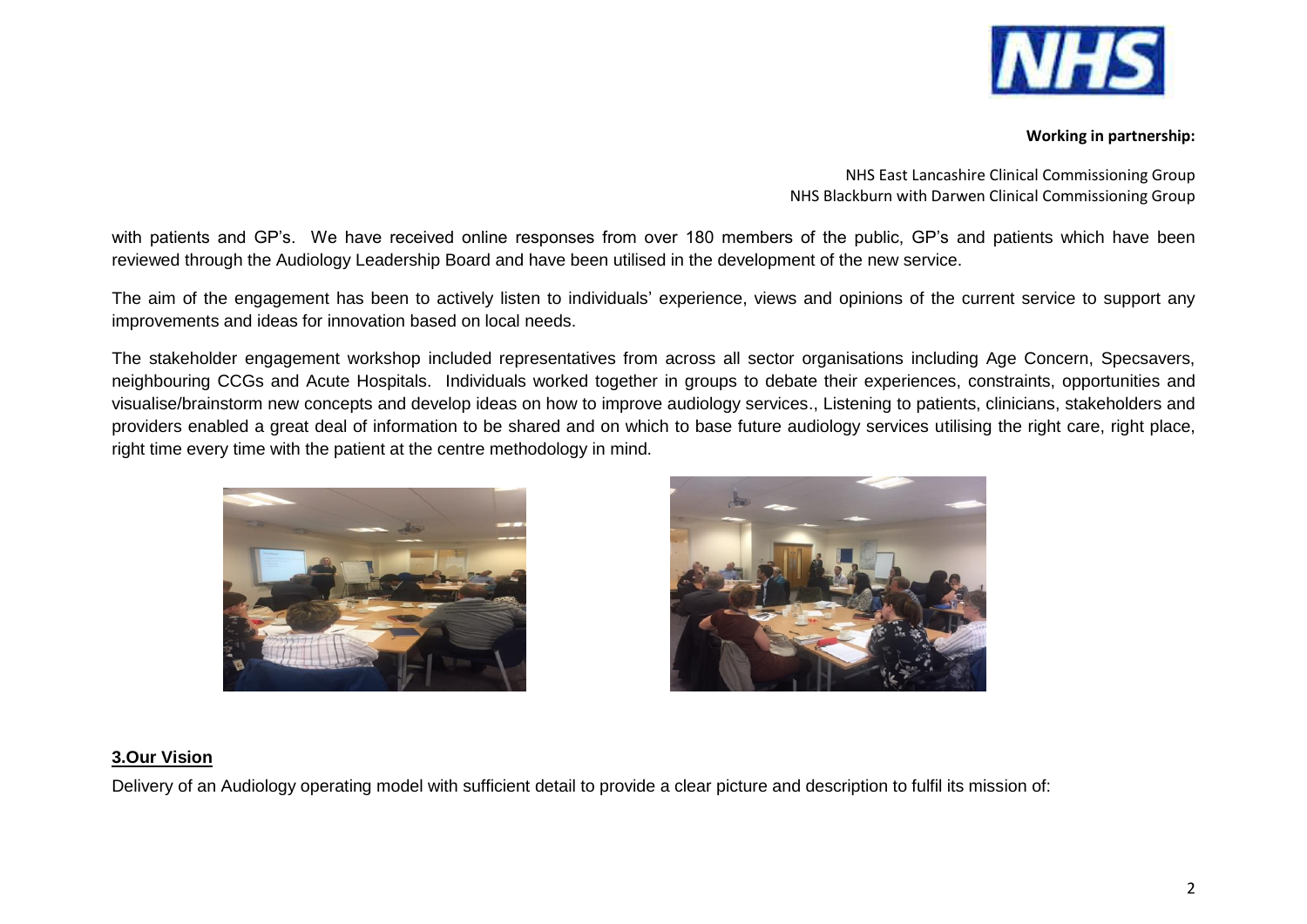with patients and GP's. We have received online responses from over 180 members of the public, GP's and patients which have been reviewed through the Audiology Leadership Board and have been utilised in the development of the new service.

The aim of the engagement has been to actively listen to individuals' experience, views and opinions of the current service to support any improvements and ideas for innovation based on local needs.

The stakeholder engagement workshop included representatives from across all sector organisations including Age Concern, Specsavers, neighbouring CCGs and Acute Hospitals. Individuals worked together in groups to debate their experiences, constraints, opportunities and visualise/brainstorm new concepts and develop ideas on how to improve audiology services., Listening to patients, clinicians, stakeholders and providers enabled a great deal of information to be shared and on which to base future audiology services utilising the right care, right place, right time every time with the patient at the centre methodology in mind.

## 3.Our Vision

Delivery of an Audiology operating model with sufficient detail to provide a clear picture and description to fulfil its mission of: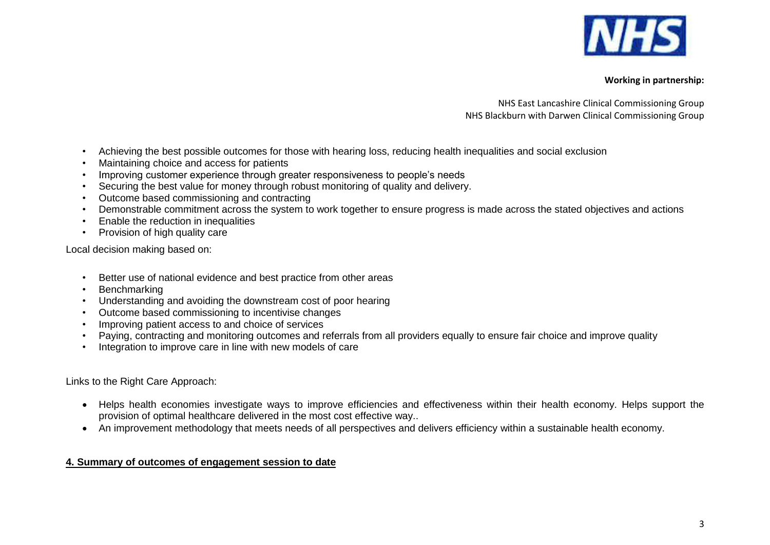- Achieving the best possible outcomes for those with hearing loss, reducing health inequalities and social exclusion
- Maintaining choice and access for patients
- Improving customer experience through greater responsiveness to people's needs
- Securing the best value for money through robust monitoring of quality and delivery.
- Outcome based commissioning and contracting
- Demonstrable commitment across the system to work together to ensure progress is made across the stated objectives and actions
- Enable the reduction in inequalities
- Provision of high quality care

Local decision making based on:

- Better use of national evidence and best practice from other areas
- Benchmarking
- Understanding and avoiding the downstream cost of poor hearing
- Outcome based commissioning to incentivise changes
- Improving patient access to and choice of services
- Paying, contracting and monitoring outcomes and referrals from all providers equally to ensure fair choice and improve quality
- Integration to improve care in line with new models of care

Links to the Right Care Approach:

- Helps health economies investigate ways to improve efficiencies and effectiveness within their health economy. Helps support the provision of optimal healthcare delivered in the most cost effective way..
- An improvement methodology that meets needs of all perspectives and delivers efficiency within a sustainable health economy.

## 4. Summary of outcomes of engagement session to date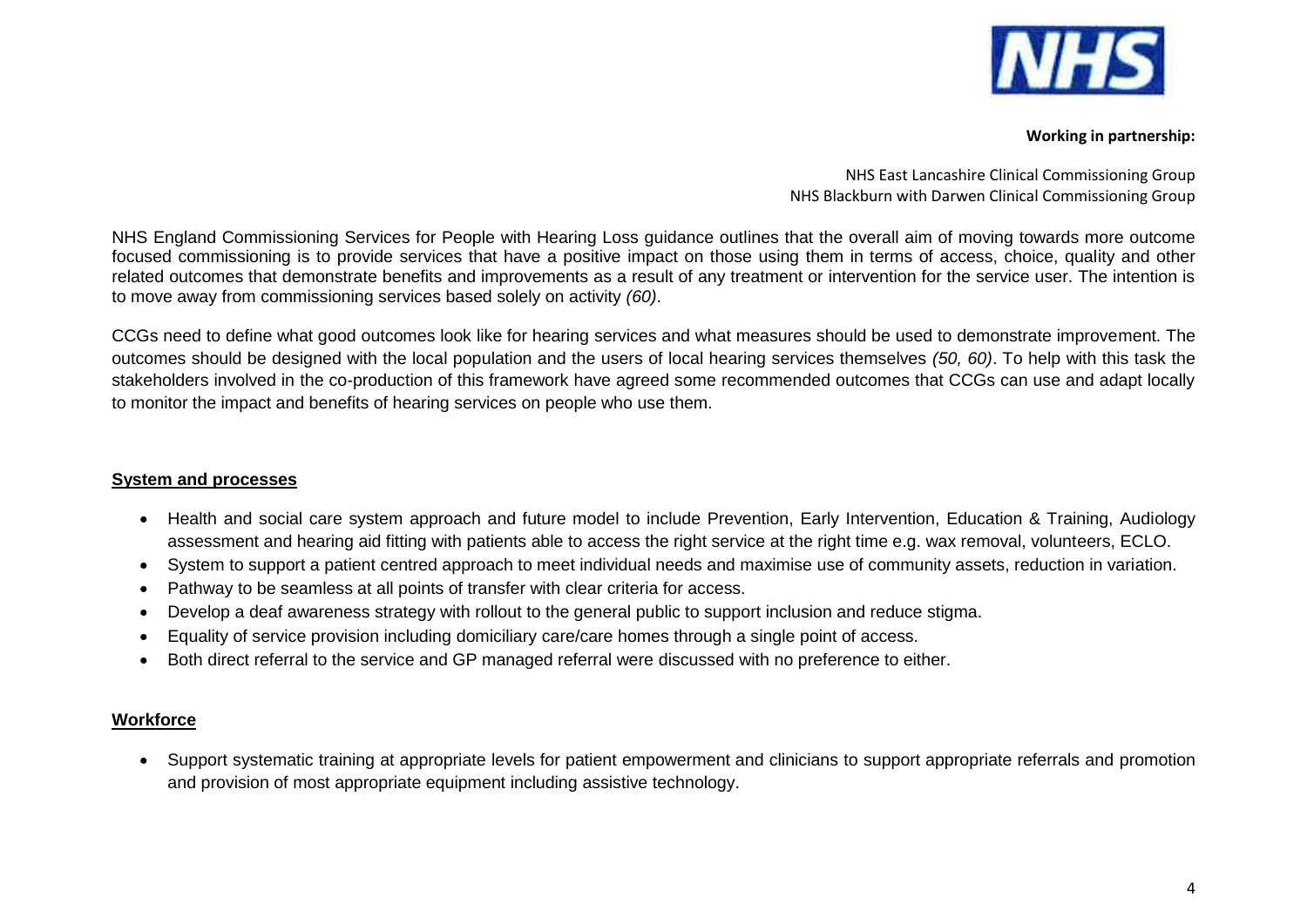**Working in partnership:**

NHS East Lancashire Clinical Commissioning Group
NHS Blackburn with Darwen Clinical Commissioning Group

NHS England Commissioning Services for People with Hearing Loss guidance outlines that the overall aim of moving towards more outcome focused commissioning is to provide services that have a positive impact on those using them in terms of access, choice, quality and other related outcomes that demonstrate benefits and improvements as a result of any treatment or intervention for the service user. The intention is to move away from commissioning services based solely on activity *(60)*.

CCGs need to define what good outcomes look like for hearing services and what measures should be used to demonstrate improvement. The outcomes should be designed with the local population and the users of local hearing services themselves *(50, 60)*. To help with this task the stakeholders involved in the co-production of this framework have agreed some recommended outcomes that CCGs can use and adapt locally to monitor the impact and benefits of hearing services on people who use them.

## System and processes

- Health and social care system approach and future model to include Prevention, Early Intervention, Education & Training, Audiology assessment and hearing aid fitting with patients able to access the right service at the right time e.g. wax removal, volunteers, ECLO.
- System to support a patient centred approach to meet individual needs and maximise use of community assets, reduction in variation.
- Pathway to be seamless at all points of transfer with clear criteria for access.
- Develop a deaf awareness strategy with rollout to the general public to support inclusion and reduce stigma.
- Equality of service provision including domiciliary care/care homes through a single point of access.
- Both direct referral to the service and GP managed referral were discussed with no preference to either.

## Workforce

- Support systematic training at appropriate levels for patient empowerment and clinicians to support appropriate referrals and promotion and provision of most appropriate equipment including assistive technology.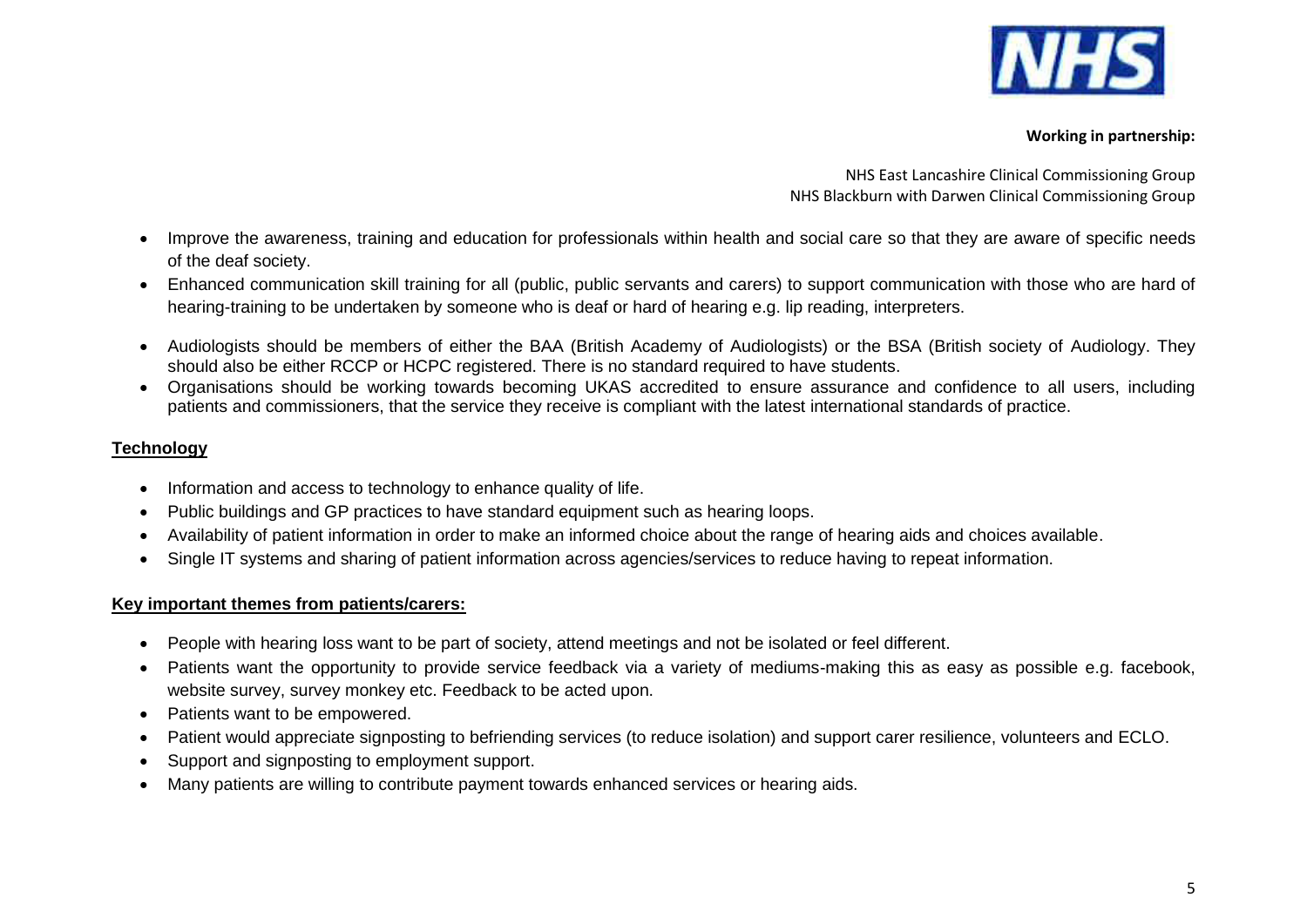**Working in partnership:**

NHS East Lancashire Clinical Commissioning Group
NHS Blackburn with Darwen Clinical Commissioning Group

- Improve the awareness, training and education for professionals within health and social care so that they are aware of specific needs of the deaf society.
- Enhanced communication skill training for all (public, public servants and carers) to support communication with those who are hard of hearing-training to be undertaken by someone who is deaf or hard of hearing e.g. lip reading, interpreters.
- Audiologists should be members of either the BAA (British Academy of Audiologists) or the BSA (British society of Audiology. They should also be either RCCP or HCPC registered. There is no standard required to have students.
- Organisations should be working towards becoming UKAS accredited to ensure assurance and confidence to all users, including patients and commissioners, that the service they receive is compliant with the latest international standards of practice.

**Technology**

- Information and access to technology to enhance quality of life.
- Public buildings and GP practices to have standard equipment such as hearing loops.
- Availability of patient information in order to make an informed choice about the range of hearing aids and choices available.
- Single IT systems and sharing of patient information across agencies/services to reduce having to repeat information.

**Key important themes from patients/carers:**

- People with hearing loss want to be part of society, attend meetings and not be isolated or feel different.
- Patients want the opportunity to provide service feedback via a variety of mediums-making this as easy as possible e.g. facebook, website survey, survey monkey etc. Feedback to be acted upon.
- Patients want to be empowered.
- Patient would appreciate signposting to befriending services (to reduce isolation) and support carer resilience, volunteers and ECLO.
- Support and signposting to employment support.
- Many patients are willing to contribute payment towards enhanced services or hearing aids.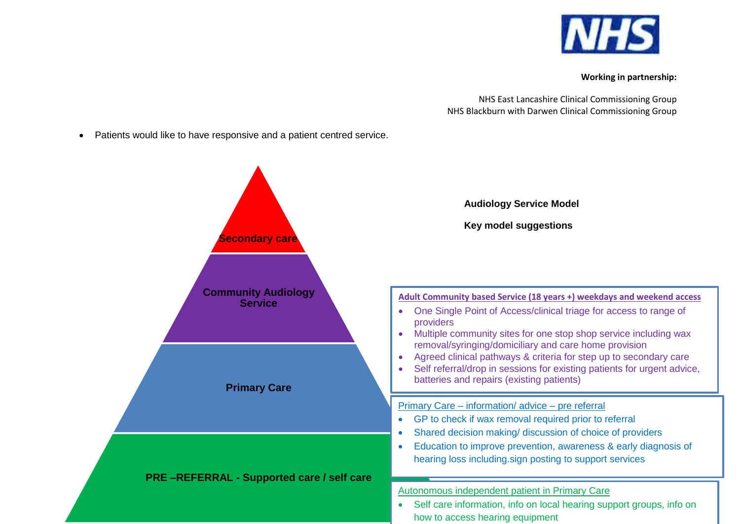**Working in partnership:**

NHS East Lancashire Clinical Commissioning Group
NHS Blackburn with Darwen Clinical Commissioning Group

- Patients would like to have responsive and a patient centred service.

**Secondary care**

**Community Audiology Service**

**Primary Care**

**PRE –REFERRAL - Supported care / self care**

**Audiology Service Model**

**Key model suggestions**

**Adult Community based Service (18 years +) weekdays and weekend access**

- One Single Point of Access/clinical triage for access to range of providers
- Multiple community sites for one stop shop service including wax removal/syringing/domiciliary and care home provision
- Agreed clinical pathways & criteria for step up to secondary care
- Self referral/drop in sessions for existing patients for urgent advice, batteries and repairs (existing patients)

Primary Care – information/ advice – pre referral

- GP to check if wax removal required prior to referral
- Shared decision making/ discussion of choice of providers
- Education to improve prevention, awareness & early diagnosis of hearing loss including.sign posting to support services

Autonomous independent patient in Primary Care

- Self care information, info on local hearing support groups, info on how to access hearing equipment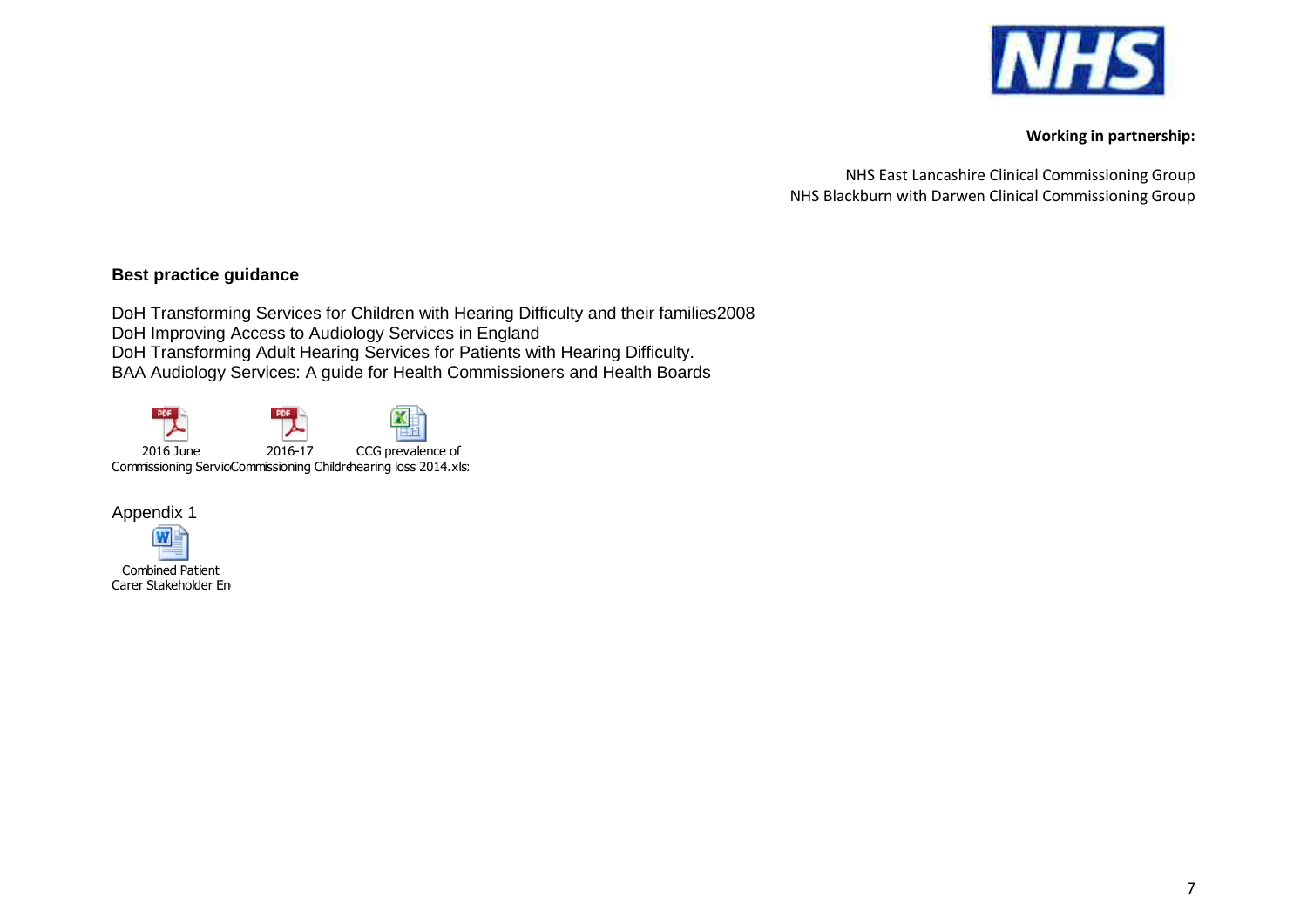**Working in partnership:**

NHS East Lancashire Clinical Commissioning Group
NHS Blackburn with Darwen Clinical Commissioning Group

**Best practice guidance**

DoH Transforming Services for Children with Hearing Difficulty and their families2008
DoH Improving Access to Audiology Services in England
DoH Transforming Adult Hearing Services for Patients with Hearing Difficulty.
BAA Audiology Services: A guide for Health Commissioners and Health Boards

2016 June Commissioning Servic

2016-17 Commissioning Childre

CCG prevalence of hearing loss 2014.xls:

Appendix 1

Combined Patient Carer Stakeholder En